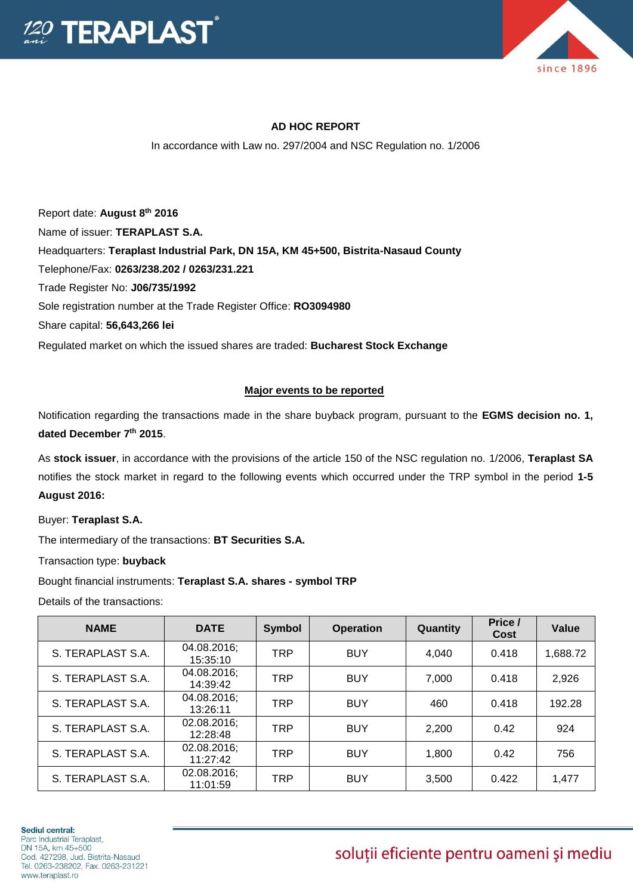## AD HOC REPORT

In accordance with Law no. 297/2004 and NSC Regulation no. 1/2006

Report date: **August 8th 2016**

Name of issuer: **TERAPLAST S.A.**

Headquarters: **Teraplast Industrial Park, DN 15A, KM 45+500, Bistrita-Nasaud County**

Telephone/Fax: **0263/238.202 / 0263/231.221**

Trade Register No: **J06/735/1992**

Sole registration number at the Trade Register Office: **RO3094980**

Share capital: **56,643,266 lei**

Regulated market on which the issued shares are traded: **Bucharest Stock Exchange**

### Major events to be reported

Notification regarding the transactions made in the share buyback program, pursuant to the **EGMS decision no. 1, dated December 7th 2015**.

As **stock issuer**, in accordance with the provisions of the article 150 of the NSC regulation no. 1/2006, **Teraplast SA** notifies the stock market in regard to the following events which occurred under the TRP symbol in the period **1-5 August 2016:**

Buyer: **Teraplast S.A.**

The intermediary of the transactions: **BT Securities S.A.**

Transaction type: **buyback**

Bought financial instruments: **Teraplast S.A. shares - symbol TRP**

Details of the transactions:

| NAME | DATE | Symbol | Operation | Quantity | Price / Cost | Value |
|---|---|---|---|---|---|---|
| S. TERAPLAST S.A. | 04.08.2016; 15:35:10 | TRP | BUY | 4,040 | 0.418 | 1,688.72 |
| S. TERAPLAST S.A. | 04.08.2016; 14:39:42 | TRP | BUY | 7,000 | 0.418 | 2,926 |
| S. TERAPLAST S.A. | 04.08.2016; 13:26:11 | TRP | BUY | 460 | 0.418 | 192.28 |
| S. TERAPLAST S.A. | 02.08.2016; 12:28:48 | TRP | BUY | 2,200 | 0.42 | 924 |
| S. TERAPLAST S.A. | 02.08.2016; 11:27:42 | TRP | BUY | 1,800 | 0.42 | 756 |
| S. TERAPLAST S.A. | 02.08.2016; 11:01:59 | TRP | BUY | 3,500 | 0.422 | 1,477 |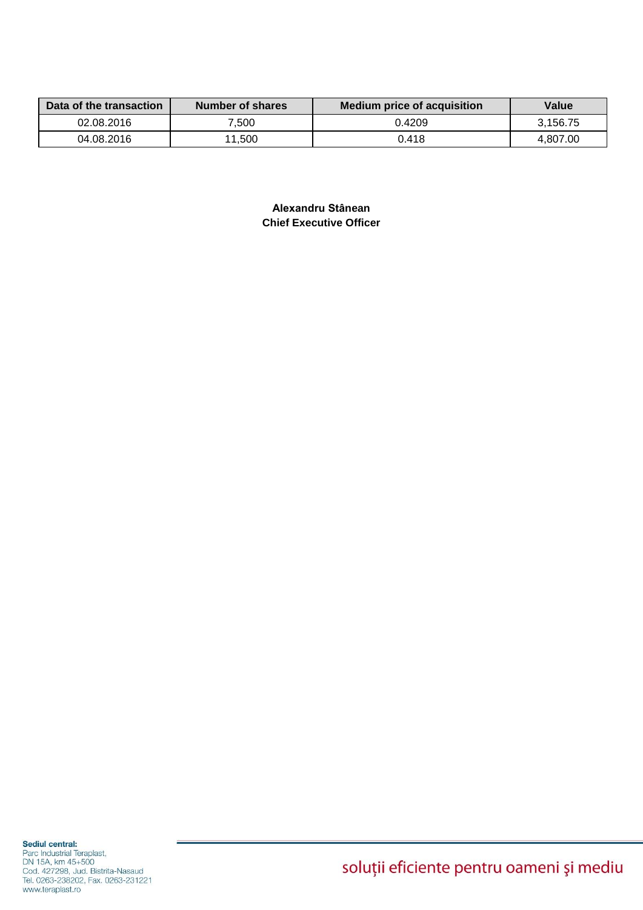| Data of the transaction | Number of shares | Medium price of acquisition | Value |
|---|---|---|---|
| 02.08.2016 | 7,500 | 0.4209 | 3,156.75 |
| 04.08.2016 | 11,500 | 0.418 | 4,807.00 |

**Alexandru Stânean**
**Chief Executive Officer**